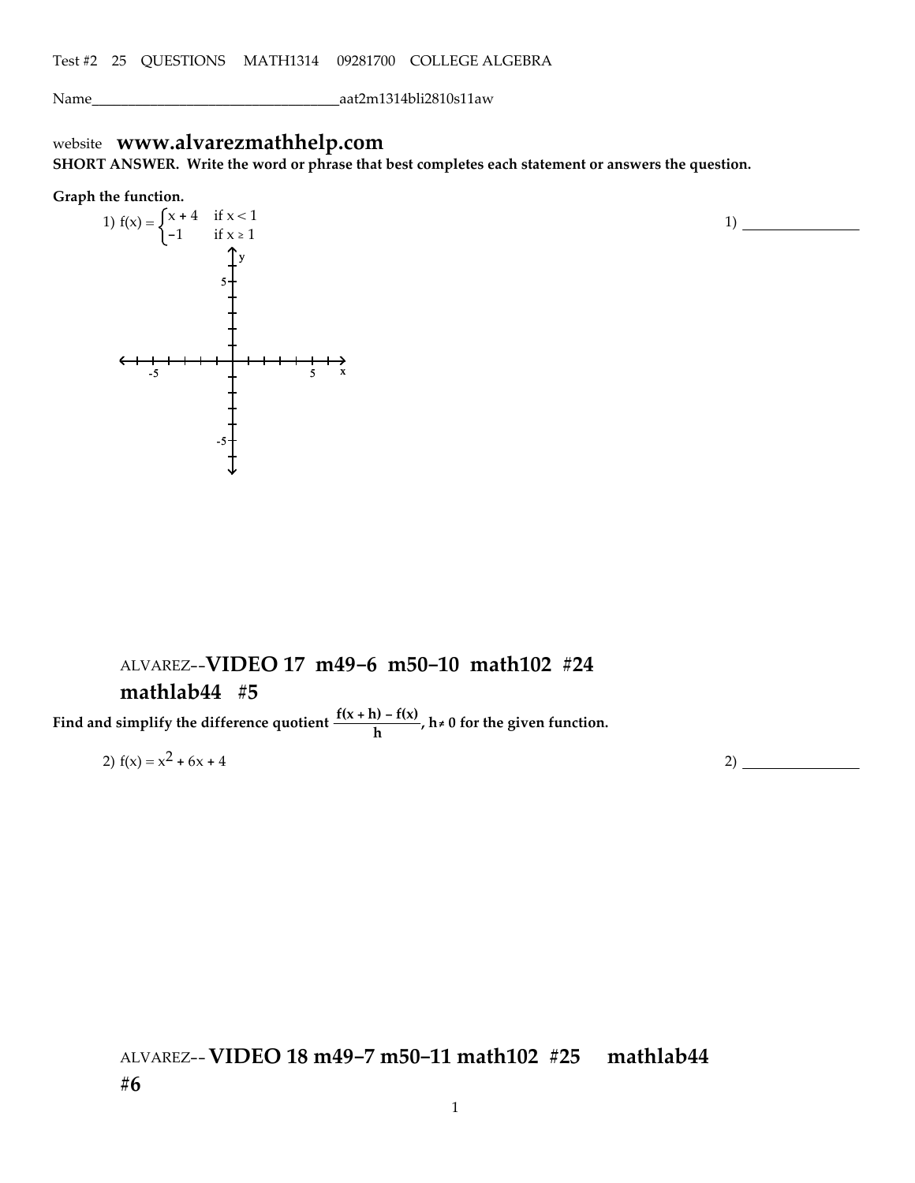Test #2 25 QUESTIONS MATH1314 09281700 COLLEGE ALGEBRA

Name__________________________________aat2m1314bli2810s11aw

website **www.alvarezmathhelp.com**

**SHORT ANSWER. Write the word or phrase that best completes each statement or answers the question.**

**Graph the function.**

1) $f(x) = \begin{cases} x + 4 & \text{if } x < 1 \\ -1 & \text{if } x \geq 1 \end{cases}$

1) _______________

ALVAREZ--**VIDEO 17 m49-6 m50-10 math102 #24 mathlab44 #5**

**Find and simplify the difference quotient $\frac{f(x + h) - f(x)}{h}$, $h \neq 0$ for the given function.**

2) $f(x) = x^2 + 6x + 4$

2) _______________

ALVAREZ-- **VIDEO 18 m49-7 m50-11 math102 #25 mathlab44 #6**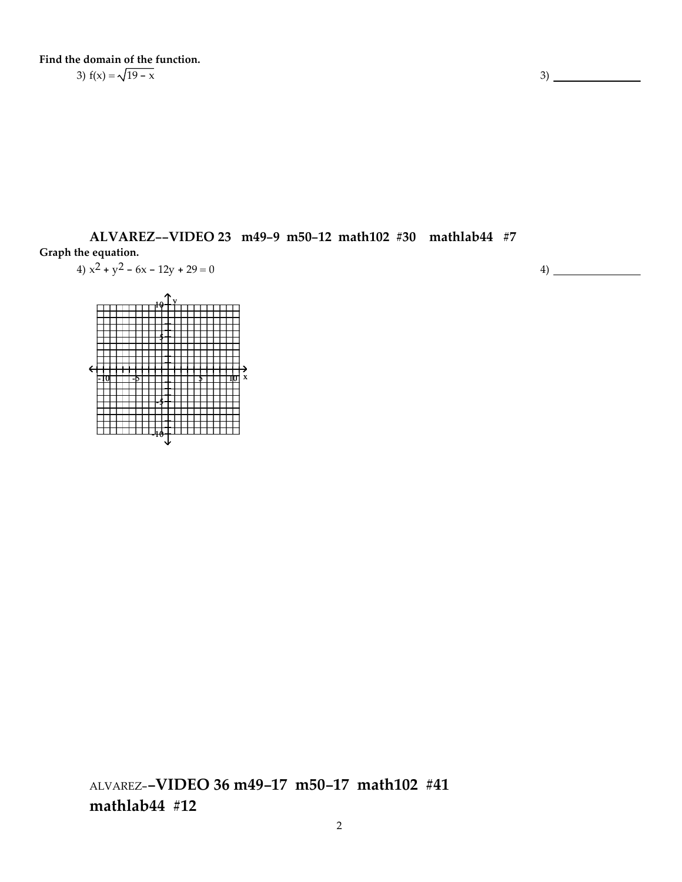**Find the domain of the function.**

3) $f(x) = \sqrt{19 - x}$ 3) \_\_\_\_\_\_\_\_\_\_\_\_\_\_

**ALVAREZ--VIDEO 23 m49–9 m50–12 math102 #30 mathlab44 #7**

**Graph the equation.**

4) $x^2 + y^2 - 6x - 12y + 29 = 0$ 4) \_\_\_\_\_\_\_\_\_\_\_\_\_\_

ALVAREZ-**-VIDEO 36 m49–17 m50–17 math102 #41 mathlab44 #12**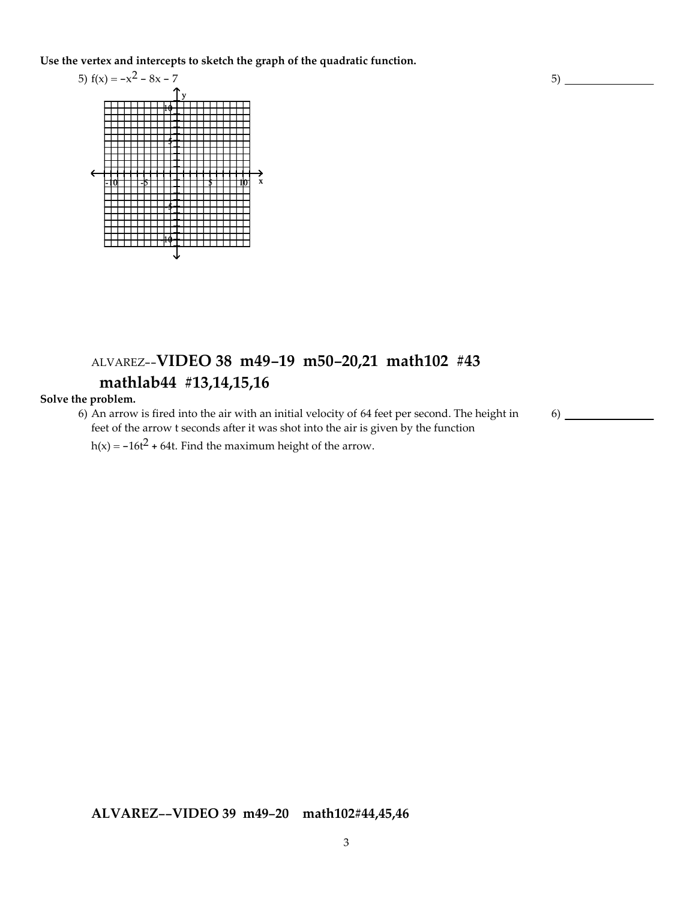**Use the vertex and intercepts to sketch the graph of the quadratic function.**

5) $f(x) = -x^2 - 8x - 7$

5) _______________

## ALVAREZ--VIDEO 38 m49–19 m50–20,21 math102 #43 mathlab44 #13,14,15,16

**Solve the problem.**

6) An arrow is fired into the air with an initial velocity of 64 feet per second. The height in feet of the arrow t seconds after it was shot into the air is given by the function $h(x) = -16t^2 + 64t$. Find the maximum height of the arrow.

6) _______________

## ALVAREZ--VIDEO 39 m49–20 math102#44,45,46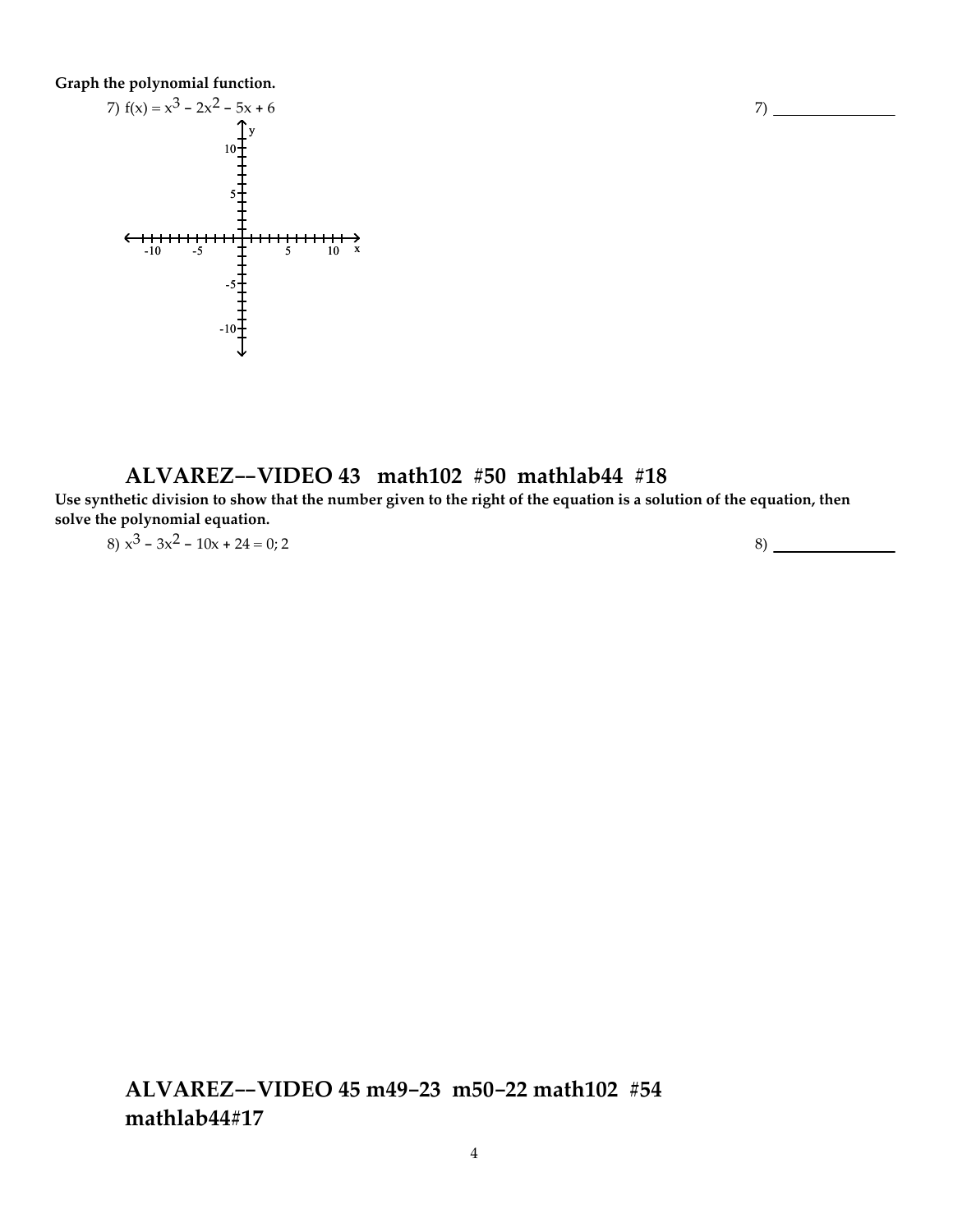**Graph the polynomial function.**

7) $f(x) = x^3 - 2x^2 - 5x + 6$

7) _______________

## ALVAREZ--VIDEO 43 math102 #50 mathlab44 #18

**Use synthetic division to show that the number given to the right of the equation is a solution of the equation, then solve the polynomial equation.**

8) $x^3 - 3x^2 - 10x + 24 = 0$; 2

8) _______________

## ALVAREZ--VIDEO 45 m49-23 m50-22 math102 #54 mathlab44#17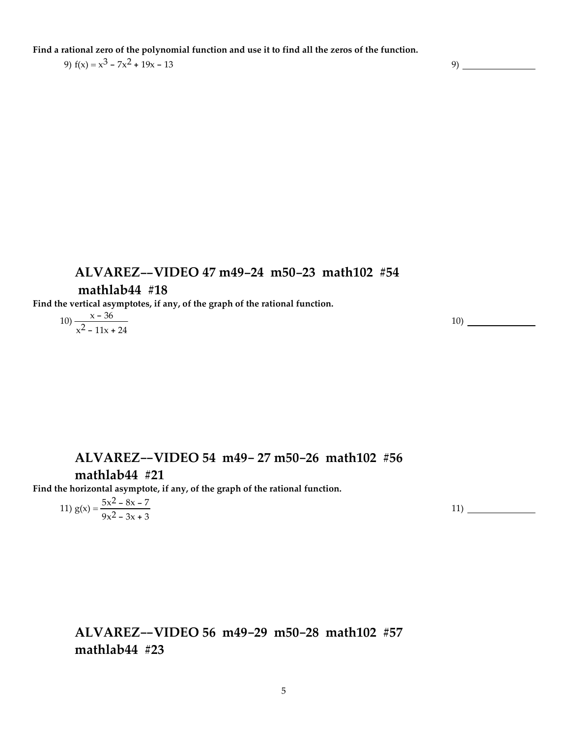**Find a rational zero of the polynomial function and use it to find all the zeros of the function.**

9) $f(x) = x^3 - 7x^2 + 19x - 13$ 9) ______________

## ALVAREZ--VIDEO 47 m49-24 m50-23 math102 #54 mathlab44 #18

**Find the vertical asymptotes, if any, of the graph of the rational function.**

10) $\dfrac{x - 36}{x^2 - 11x + 24}$ 10) ______________

## ALVAREZ--VIDEO 54 m49- 27 m50-26 math102 #56 mathlab44 #21

**Find the horizontal asymptote, if any, of the graph of the rational function.**

11) $g(x) = \dfrac{5x^2 - 8x - 7}{9x^2 - 3x + 3}$ 11) ______________

## ALVAREZ--VIDEO 56 m49-29 m50-28 math102 #57 mathlab44 #23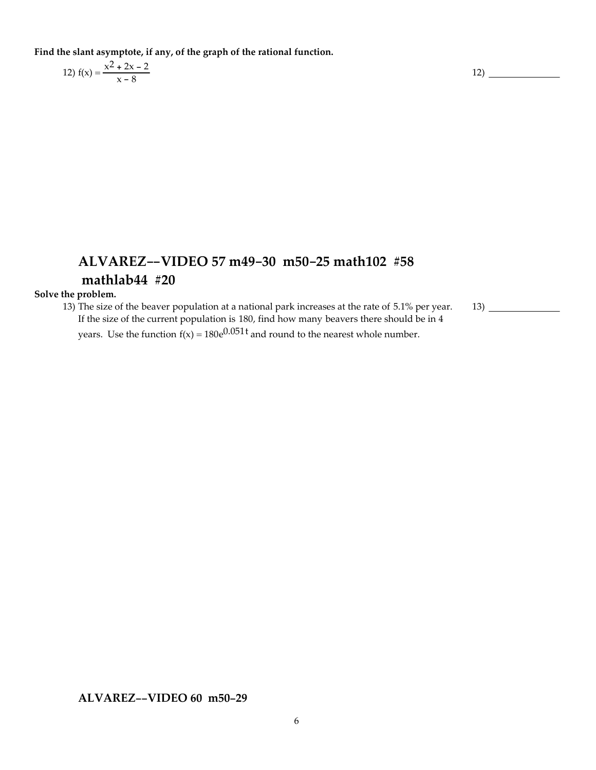**Find the slant asymptote, if any, of the graph of the rational function.**

12) $f(x) = \dfrac{x^2 + 2x - 2}{x - 8}$ 12) ______________

## ALVAREZ--VIDEO 57 m49-30 m50-25 math102 #58 mathlab44 #20

**Solve the problem.**

13) The size of the beaver population at a national park increases at the rate of 5.1% per year. If the size of the current population is 180, find how many beavers there should be in 4 years. Use the function $f(x) = 180e^{0.051t}$ and round to the nearest whole number. 13) ______________

### ALVAREZ--VIDEO 60 m50-29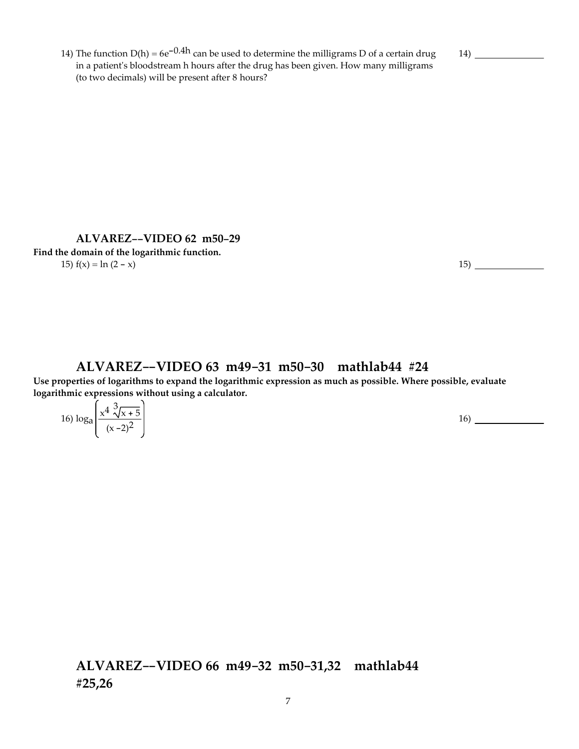14) The function $D(h) = 6e^{-0.4h}$ can be used to determine the milligrams D of a certain drug in a patient's bloodstream h hours after the drug has been given. How many milligrams (to two decimals) will be present after 8 hours?

14) ______________

### ALVAREZ--VIDEO 62 m50-29

**Find the domain of the logarithmic function.**

15) $f(x) = \ln(2 - x)$

15) ______________

## ALVAREZ--VIDEO 63 m49-31 m50-30 mathlab44 #24

**Use properties of logarithms to expand the logarithmic expression as much as possible. Where possible, evaluate logarithmic expressions without using a calculator.**

16) $\log_a \left( \dfrac{x^4 \sqrt[3]{x + 5}}{(x - 2)^2} \right)$

16) ______________

## ALVAREZ--VIDEO 66 m49-32 m50-31,32 mathlab44 #25,26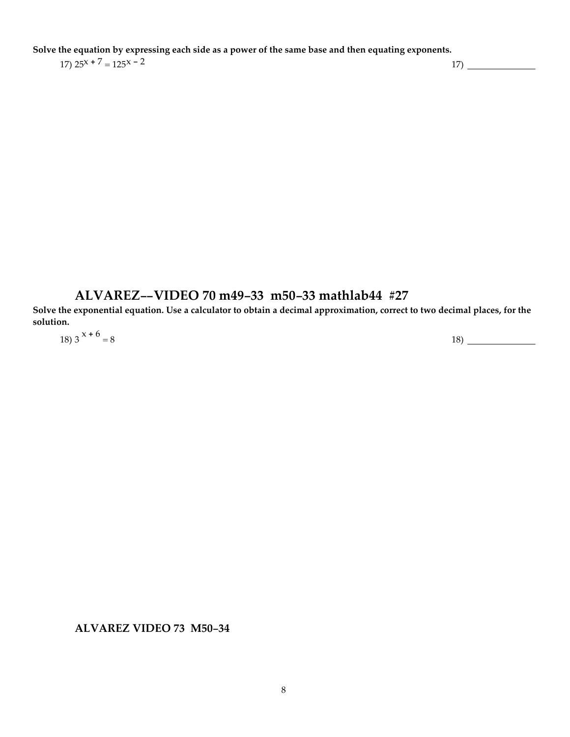**Solve the equation by expressing each side as a power of the same base and then equating exponents.**

17) $25^{x + 7} = 125^{x - 2}$ 17) _______________

## ALVAREZ--VIDEO 70 m49-33 m50-33 mathlab44 #27

**Solve the exponential equation. Use a calculator to obtain a decimal approximation, correct to two decimal places, for the solution.**

18) $3^{x + 6} = 8$ 18) _______________

**ALVAREZ VIDEO 73 M50-34**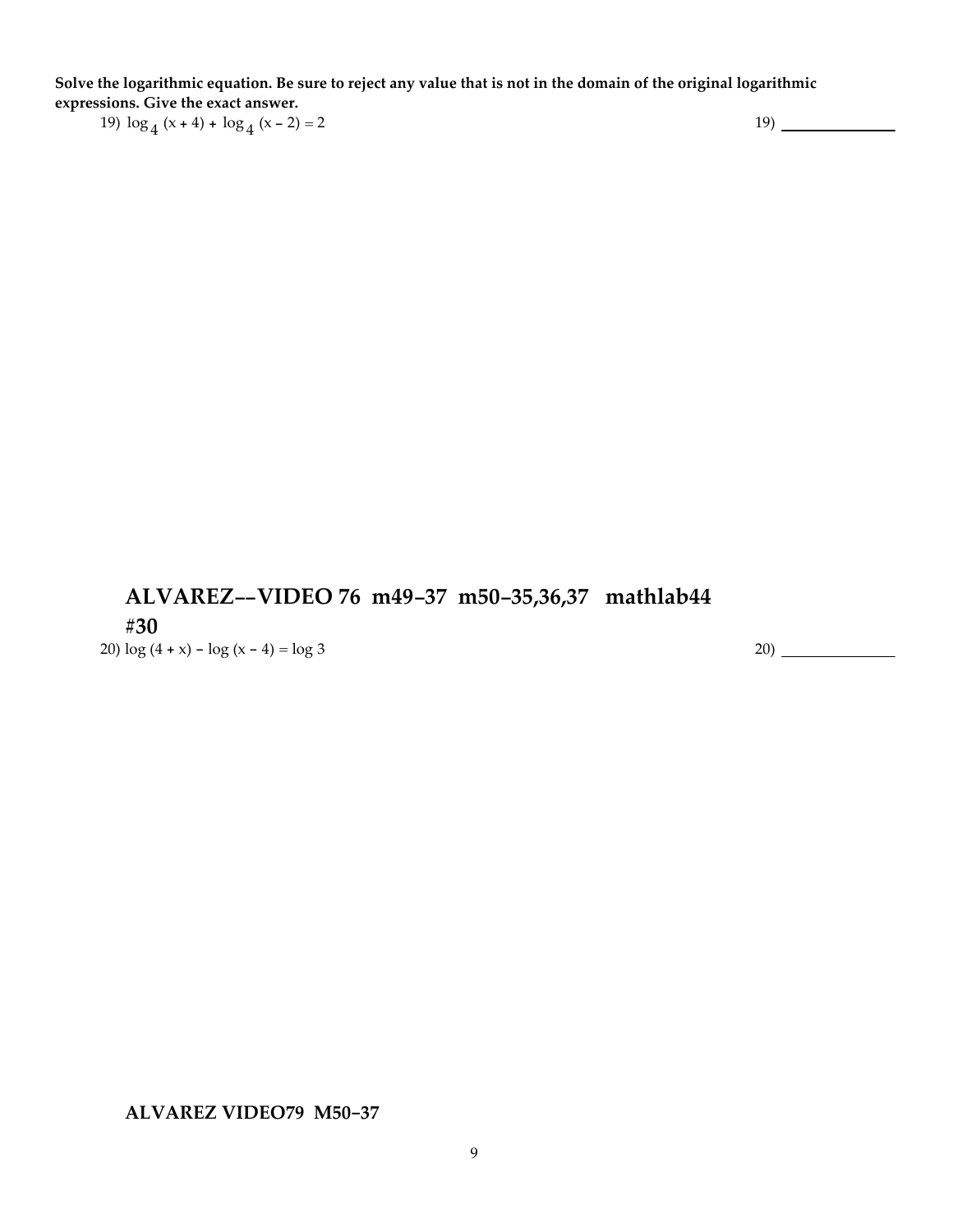**Solve the logarithmic equation. Be sure to reject any value that is not in the domain of the original logarithmic expressions. Give the exact answer.**

19) $\log_4 (x + 4) + \log_4 (x - 2) = 2$ 19) ______________

## ALVAREZ--VIDEO 76 m49-37 m50-35,36,37 mathlab44

**#30**

20) $\log (4 + x) - \log (x - 4) = \log 3$ 20) ______________

**ALVAREZ VIDEO79 M50-37**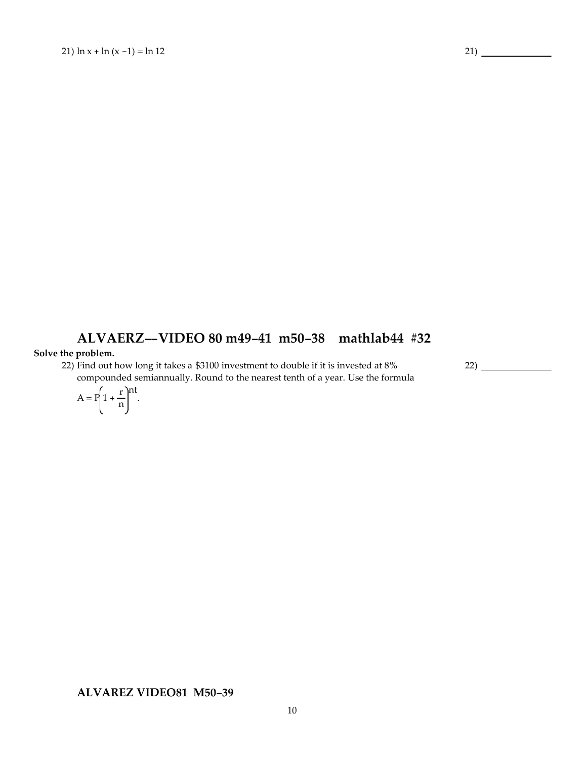21) $\ln x + \ln (x - 1) = \ln 12$

21) ____________

## ALVAERZ--VIDEO 80 m49-41 m50-38 mathlab44 #32

**Solve the problem.**

22) Find out how long it takes a \$3100 investment to double if it is invested at 8% compounded semiannually. Round to the nearest tenth of a year. Use the formula $A = P\left(1 + \frac{r}{n}\right)^{nt}$.

22) ____________

### ALVAREZ VIDEO81 M50-39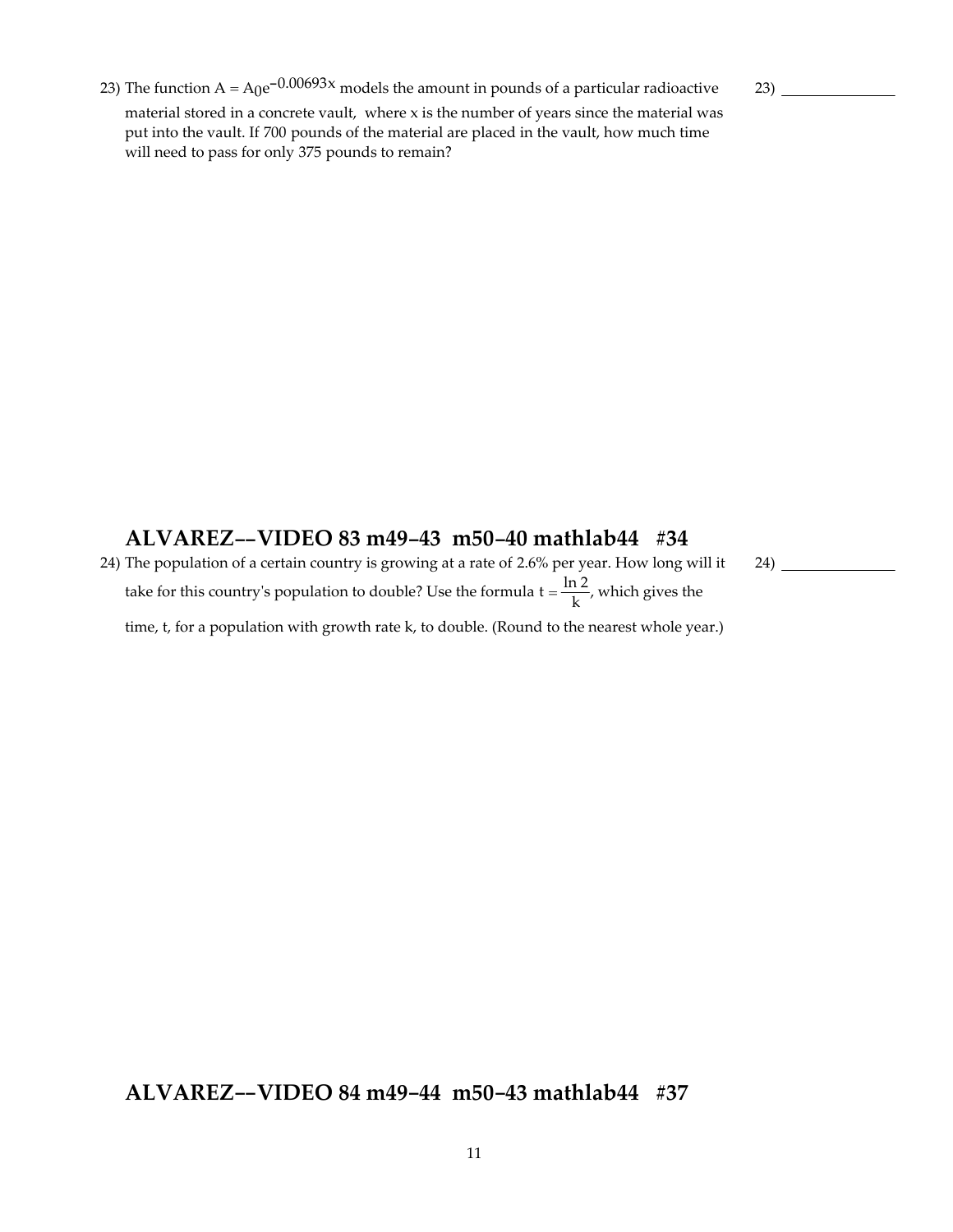23) The function $A = A_0 e^{-0.00693x}$ models the amount in pounds of a particular radioactive material stored in a concrete vault, where x is the number of years since the material was put into the vault. If 700 pounds of the material are placed in the vault, how much time will need to pass for only 375 pounds to remain?

23) _______________

## ALVAREZ−−VIDEO 83 m49−43 m50−40 mathlab44 #34

24) The population of a certain country is growing at a rate of 2.6% per year. How long will it take for this country's population to double? Use the formula $t = \frac{\ln 2}{k}$, which gives the time, t, for a population with growth rate k, to double. (Round to the nearest whole year.)

24) _______________

## ALVAREZ−−VIDEO 84 m49−44 m50−43 mathlab44 #37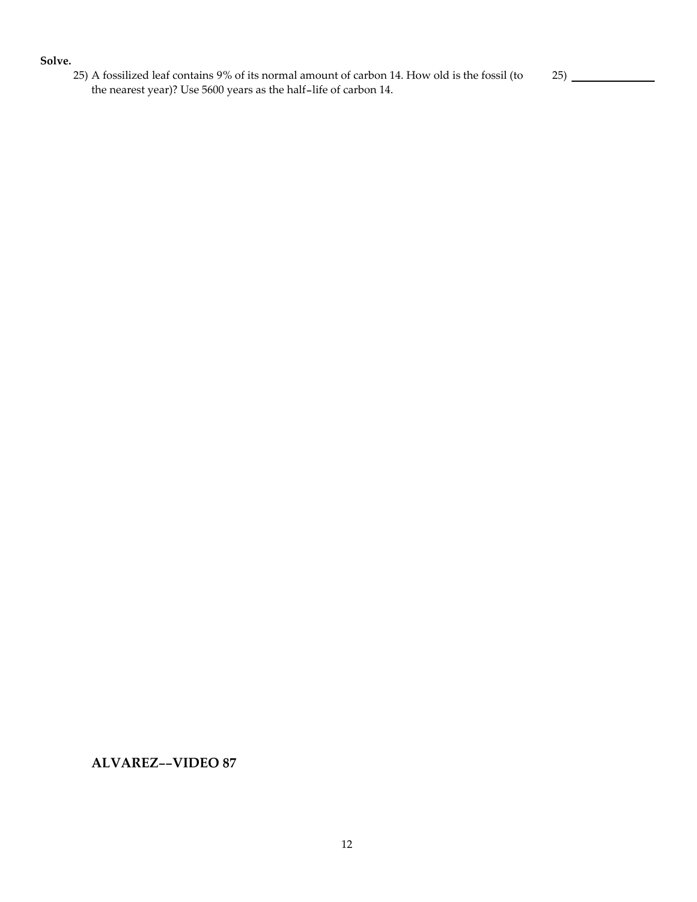**Solve.**

25) A fossilized leaf contains 9% of its normal amount of carbon 14. How old is the fossil (to the nearest year)? Use 5600 years as the half–life of carbon 14.

25) ______________

**ALVAREZ––VIDEO 87**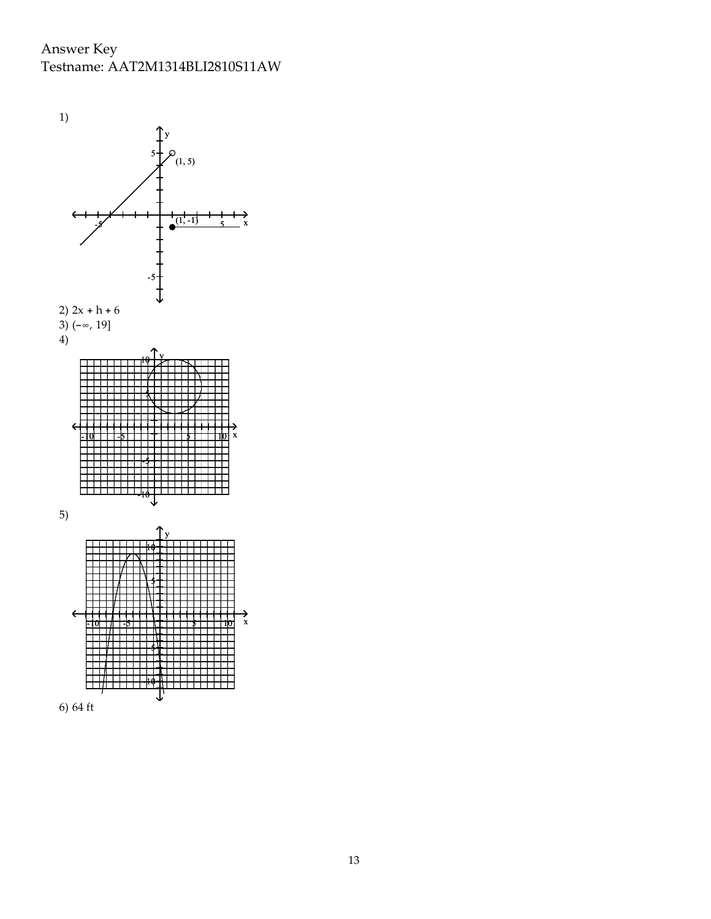Answer Key
Testname: AAT2M1314BLI2810S11AW

1)

2) $2x + h + 6$

3) $(-\infty, 19]$

4)

5)

6) 64 ft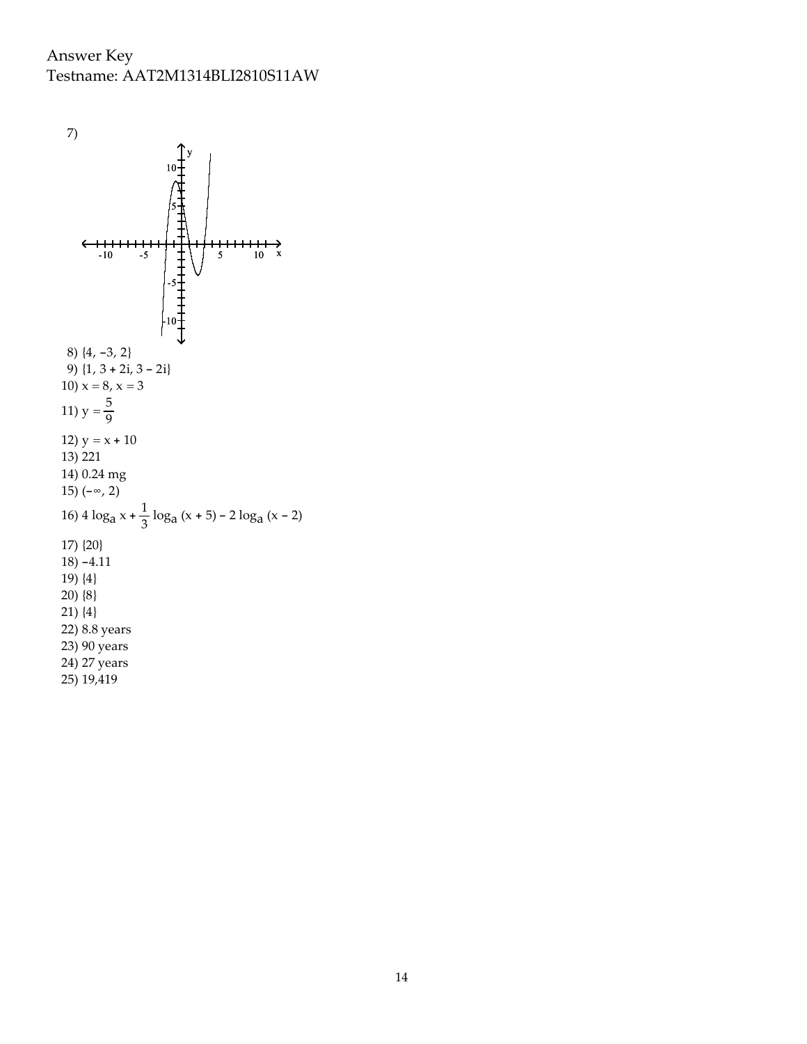Answer Key
Testname: AAT2M1314BLI2810S11AW

7)

y
10
5
-10
-5
5
10
x
-5
-10

8) {4, −3, 2}
9) {1, 3 + 2i, 3 − 2i}
10) $x = 8, x = 3$
11) $y = \frac{5}{9}$
12) $y = x + 10$
13) 221
14) 0.24 mg
15) $(-\infty, 2)$
16) $4 \log_a x + \frac{1}{3} \log_a (x + 5) - 2 \log_a (x - 2)$
17) {20}
18) −4.11
19) {4}
20) {8}
21) {4}
22) 8.8 years
23) 90 years
24) 27 years
25) 19,419